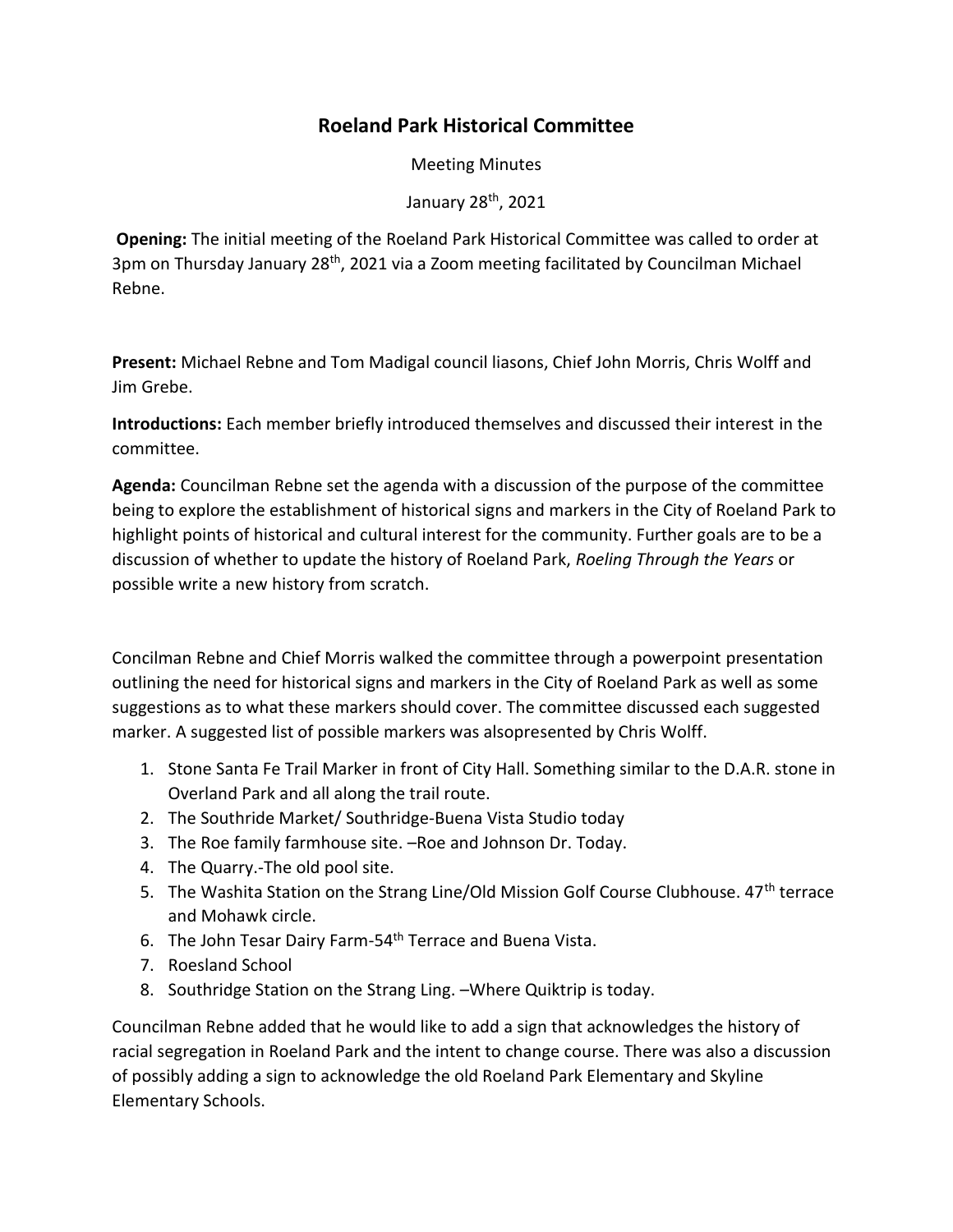# Roeland Park Historical Committee

Meeting Minutes

January 28th, 2021

**Opening:** The initial meeting of the Roeland Park Historical Committee was called to order at 3pm on Thursday January 28th, 2021 via a Zoom meeting facilitated by Councilman Michael Rebne.

**Present:** Michael Rebne and Tom Madigal council liasons, Chief John Morris, Chris Wolff and Jim Grebe.

**Introductions:** Each member briefly introduced themselves and discussed their interest in the committee.

**Agenda:** Councilman Rebne set the agenda with a discussion of the purpose of the committee being to explore the establishment of historical signs and markers in the City of Roeland Park to highlight points of historical and cultural interest for the community. Further goals are to be a discussion of whether to update the history of Roeland Park, *Roeling Through the Years* or possible write a new history from scratch.

Concilman Rebne and Chief Morris walked the committee through a powerpoint presentation outlining the need for historical signs and markers in the City of Roeland Park as well as some suggestions as to what these markers should cover. The committee discussed each suggested marker. A suggested list of possible markers was alsopresented by Chris Wolff.

1. Stone Santa Fe Trail Marker in front of City Hall. Something similar to the D.A.R. stone in Overland Park and all along the trail route.
2. The Southride Market/ Southridge-Buena Vista Studio today
3. The Roe family farmhouse site. –Roe and Johnson Dr. Today.
4. The Quarry.-The old pool site.
5. The Washita Station on the Strang Line/Old Mission Golf Course Clubhouse. 47th terrace and Mohawk circle.
6. The John Tesar Dairy Farm-54th Terrace and Buena Vista.
7. Roesland School
8. Southridge Station on the Strang Ling. –Where Quiktrip is today.

Councilman Rebne added that he would like to add a sign that acknowledges the history of racial segregation in Roeland Park and the intent to change course. There was also a discussion of possibly adding a sign to acknowledge the old Roeland Park Elementary and Skyline Elementary Schools.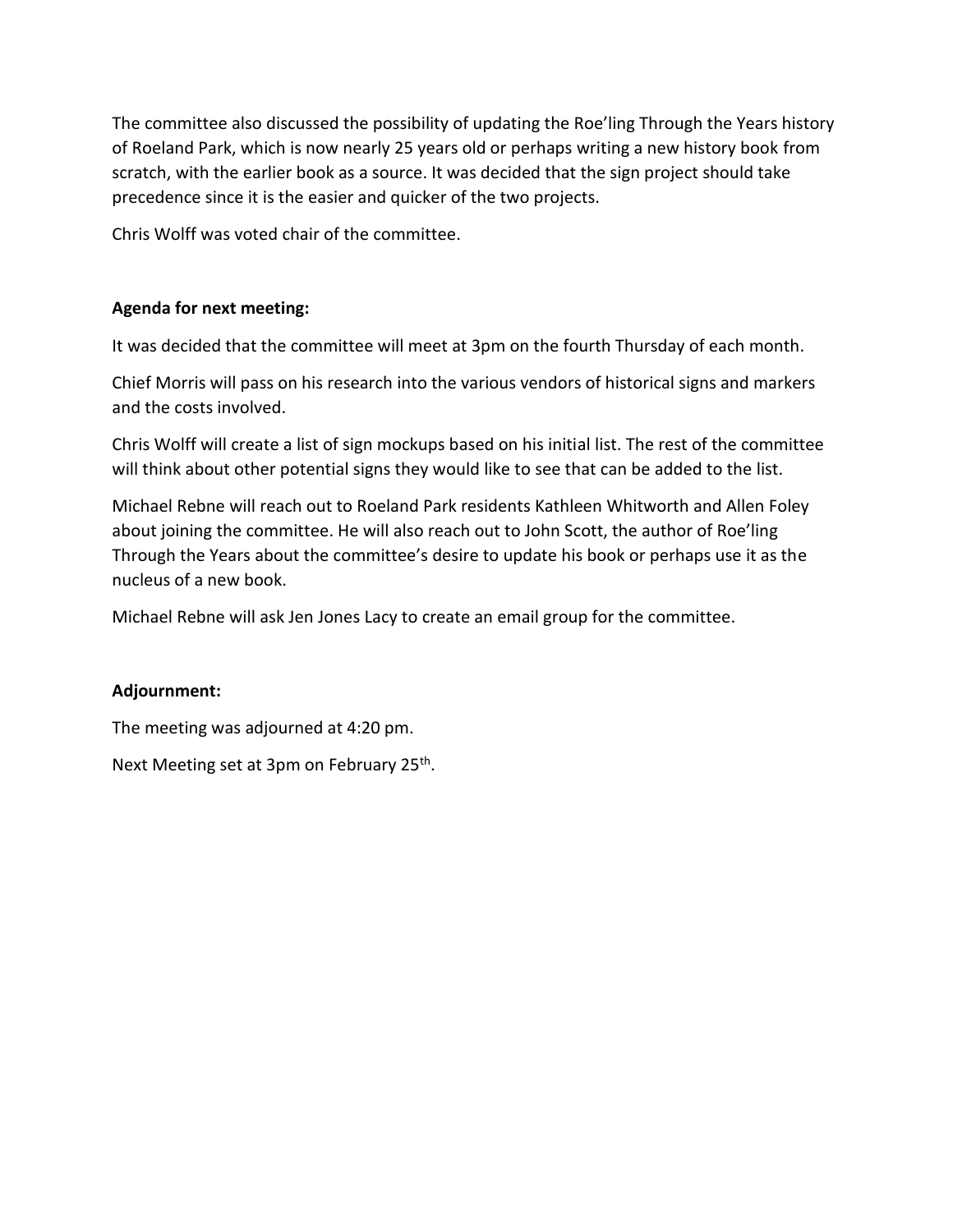The committee also discussed the possibility of updating the Roe'ling Through the Years history of Roeland Park, which is now nearly 25 years old or perhaps writing a new history book from scratch, with the earlier book as a source. It was decided that the sign project should take precedence since it is the easier and quicker of the two projects.

Chris Wolff was voted chair of the committee.

**Agenda for next meeting:**

It was decided that the committee will meet at 3pm on the fourth Thursday of each month.

Chief Morris will pass on his research into the various vendors of historical signs and markers and the costs involved.

Chris Wolff will create a list of sign mockups based on his initial list. The rest of the committee will think about other potential signs they would like to see that can be added to the list.

Michael Rebne will reach out to Roeland Park residents Kathleen Whitworth and Allen Foley about joining the committee. He will also reach out to John Scott, the author of Roe'ling Through the Years about the committee's desire to update his book or perhaps use it as the nucleus of a new book.

Michael Rebne will ask Jen Jones Lacy to create an email group for the committee.

**Adjournment:**

The meeting was adjourned at 4:20 pm.

Next Meeting set at 3pm on February 25th.